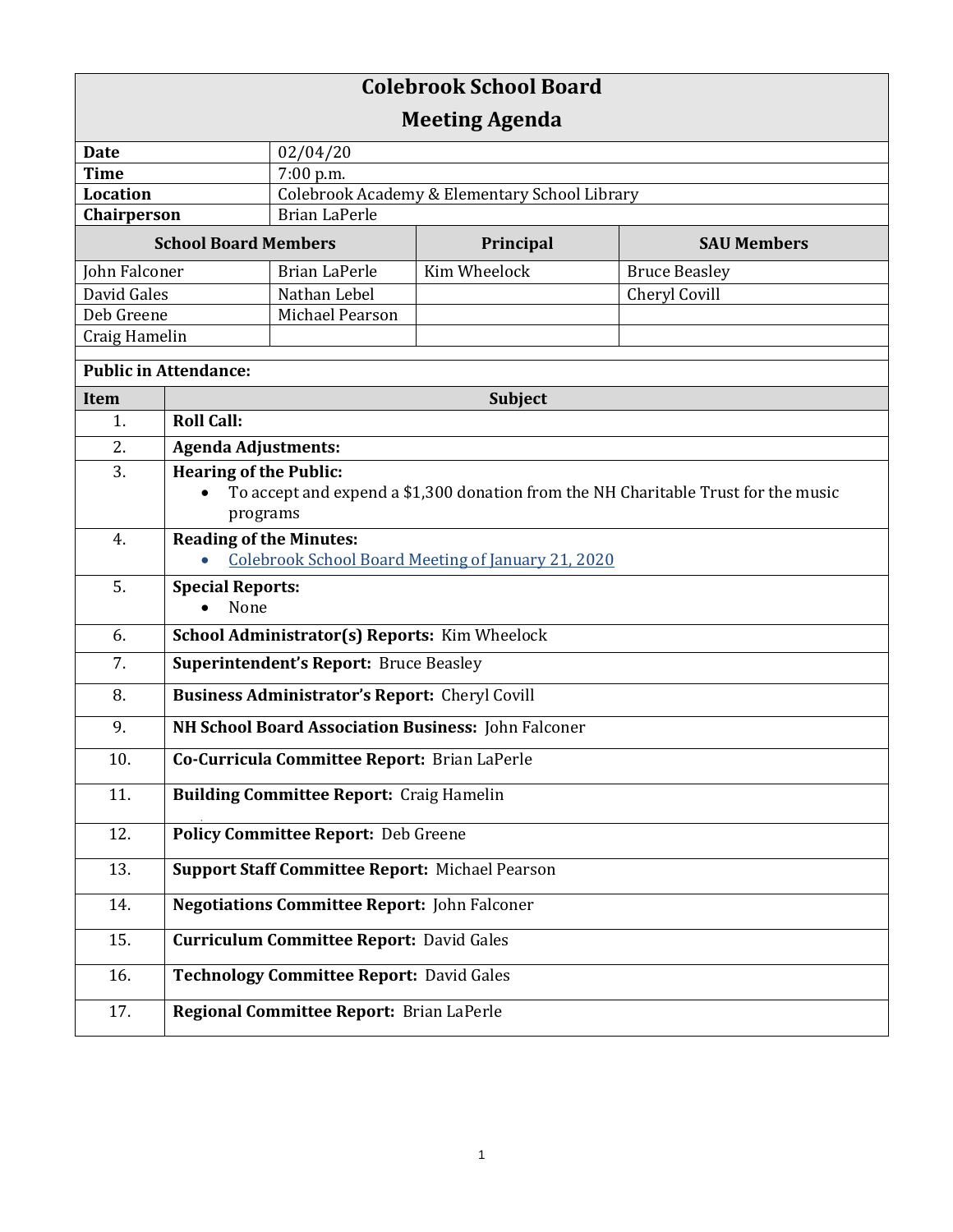# Colebrook School Board

## Meeting Agenda

| | |
|---|---|
| **Date** | 02/04/20 |
| **Time** | 7:00 p.m. |
| **Location** | Colebrook Academy & Elementary School Library |
| **Chairperson** | Brian LaPerle |

| School Board Members | | Principal | SAU Members |
|---|---|---|---|
| John Falconer | Brian LaPerle | Kim Wheelock | Bruce Beasley |
| David Gales | Nathan Lebel | | Cheryl Covill |
| Deb Greene | Michael Pearson | | |
| Craig Hamelin | | | |

**Public in Attendance:**

| Item | Subject |
|---|---|
| 1. | **Roll Call:** |
| 2. | **Agenda Adjustments:** |
| 3. | **Hearing of the Public:**<br>• To accept and expend a $1,300 donation from the NH Charitable Trust for the music programs |
| 4. | **Reading of the Minutes:**<br>• Colebrook School Board Meeting of January 21, 2020 |
| 5. | **Special Reports:**<br>• None |
| 6. | **School Administrator(s) Reports:** Kim Wheelock |
| 7. | **Superintendent's Report:** Bruce Beasley |
| 8. | **Business Administrator's Report:** Cheryl Covill |
| 9. | **NH School Board Association Business:** John Falconer |
| 10. | **Co-Curricula Committee Report:** Brian LaPerle |
| 11. | **Building Committee Report:** Craig Hamelin |
| 12. | **Policy Committee Report:** Deb Greene |
| 13. | **Support Staff Committee Report:** Michael Pearson |
| 14. | **Negotiations Committee Report:** John Falconer |
| 15. | **Curriculum Committee Report:** David Gales |
| 16. | **Technology Committee Report:** David Gales |
| 17. | **Regional Committee Report:** Brian LaPerle |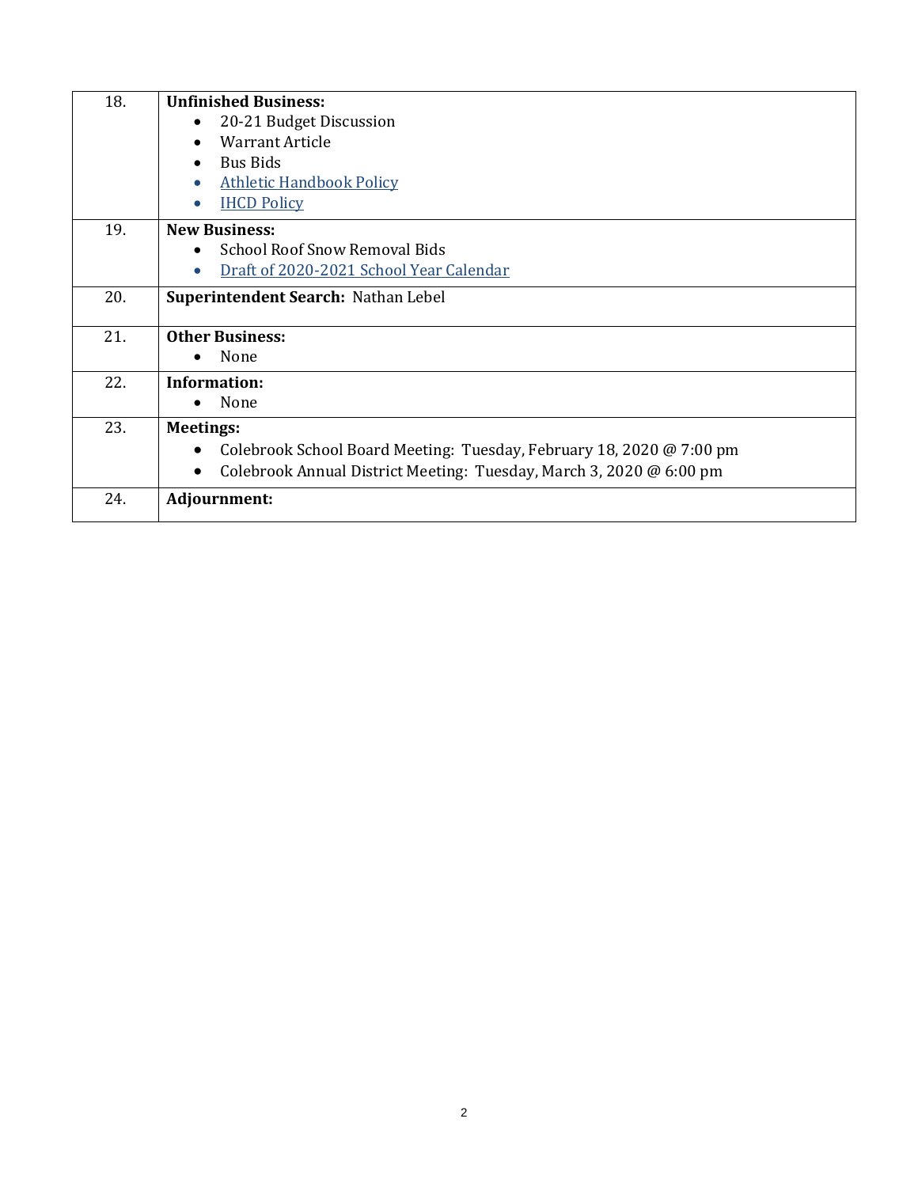| | |
|---|---|
| 18. | **Unfinished Business:**<br>• 20-21 Budget Discussion<br>• Warrant Article<br>• Bus Bids<br>• Athletic Handbook Policy<br>• IHCD Policy |
| 19. | **New Business:**<br>• School Roof Snow Removal Bids<br>• Draft of 2020-2021 School Year Calendar |
| 20. | **Superintendent Search:** Nathan Lebel |
| 21. | **Other Business:**<br>• None |
| 22. | **Information:**<br>• None |
| 23. | **Meetings:**<br>• Colebrook School Board Meeting: Tuesday, February 18, 2020 @ 7:00 pm<br>• Colebrook Annual District Meeting: Tuesday, March 3, 2020 @ 6:00 pm |
| 24. | **Adjournment:** |